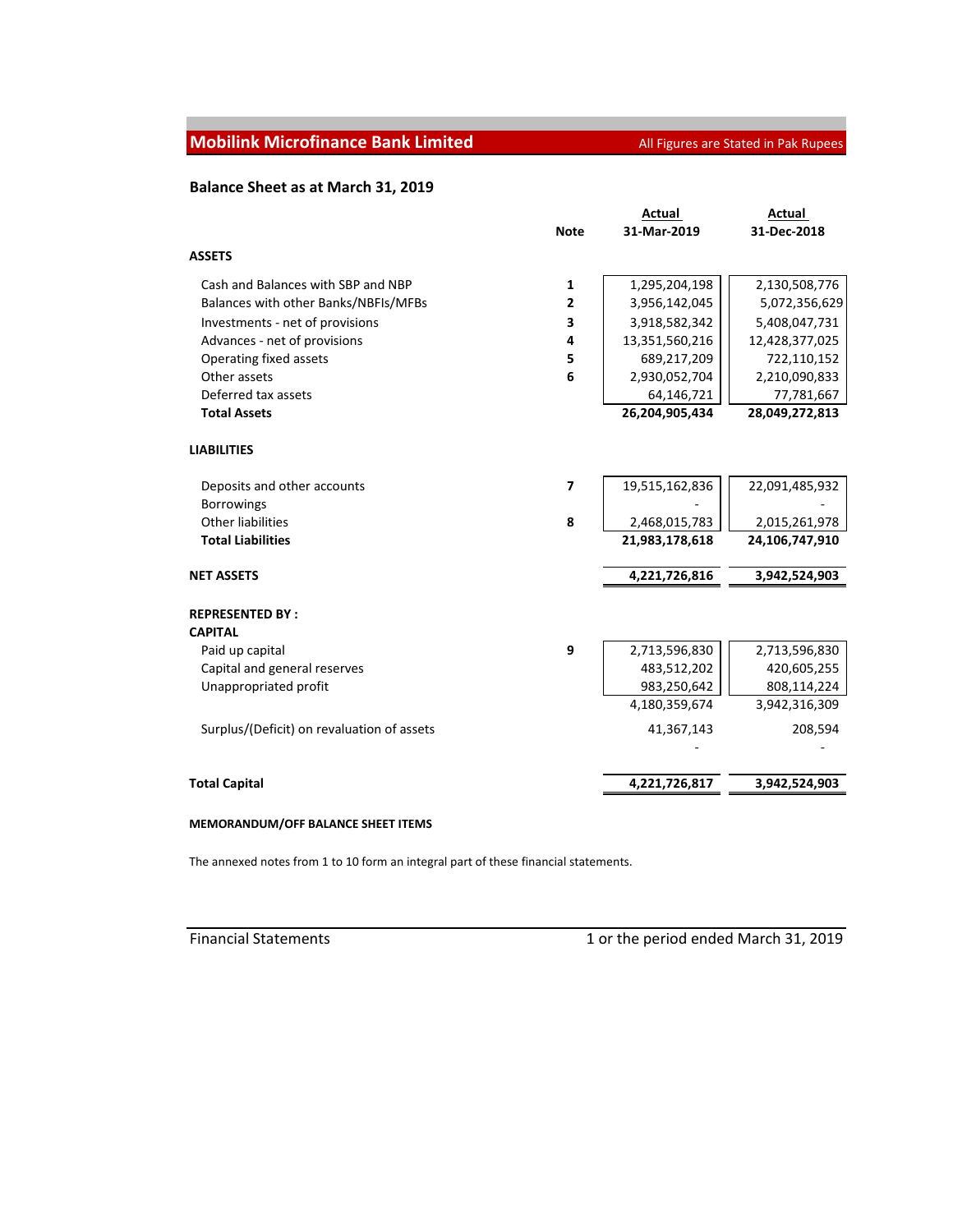# Mobilink Microfinance Bank Limited

All Figures are Stated in Pak Rupees

## Balance Sheet as at March 31, 2019

| | Note | Actual 31-Mar-2019 | Actual 31-Dec-2018 |
|---|---|---|---|
| **ASSETS** | | | |
| Cash and Balances with SBP and NBP | 1 | 1,295,204,198 | 2,130,508,776 |
| Balances with other Banks/NBFIs/MFBs | 2 | 3,956,142,045 | 5,072,356,629 |
| Investments - net of provisions | 3 | 3,918,582,342 | 5,408,047,731 |
| Advances - net of provisions | 4 | 13,351,560,216 | 12,428,377,025 |
| Operating fixed assets | 5 | 689,217,209 | 722,110,152 |
| Other assets | 6 | 2,930,052,704 | 2,210,090,833 |
| Deferred tax assets | | 64,146,721 | 77,781,667 |
| **Total Assets** | | **26,204,905,434** | **28,049,272,813** |
| **LIABILITIES** | | | |
| Deposits and other accounts | 7 | 19,515,162,836 | 22,091,485,932 |
| Borrowings | | - | - |
| Other liabilities | 8 | 2,468,015,783 | 2,015,261,978 |
| **Total Liabilities** | | **21,983,178,618** | **24,106,747,910** |
| **NET ASSETS** | | **4,221,726,816** | **3,942,524,903** |
| **REPRESENTED BY :** | | | |
| **CAPITAL** | | | |
| Paid up capital | 9 | 2,713,596,830 | 2,713,596,830 |
| Capital and general reserves | | 483,512,202 | 420,605,255 |
| Unappropriated profit | | 983,250,642 | 808,114,224 |
| | | 4,180,359,674 | 3,942,316,309 |
| Surplus/(Deficit) on revaluation of assets | | 41,367,143 | 208,594 |
| | | - | - |
| **Total Capital** | | **4,221,726,817** | **3,942,524,903** |

**MEMORANDUM/OFF BALANCE SHEET ITEMS**

The annexed notes from 1 to 10 form an integral part of these financial statements.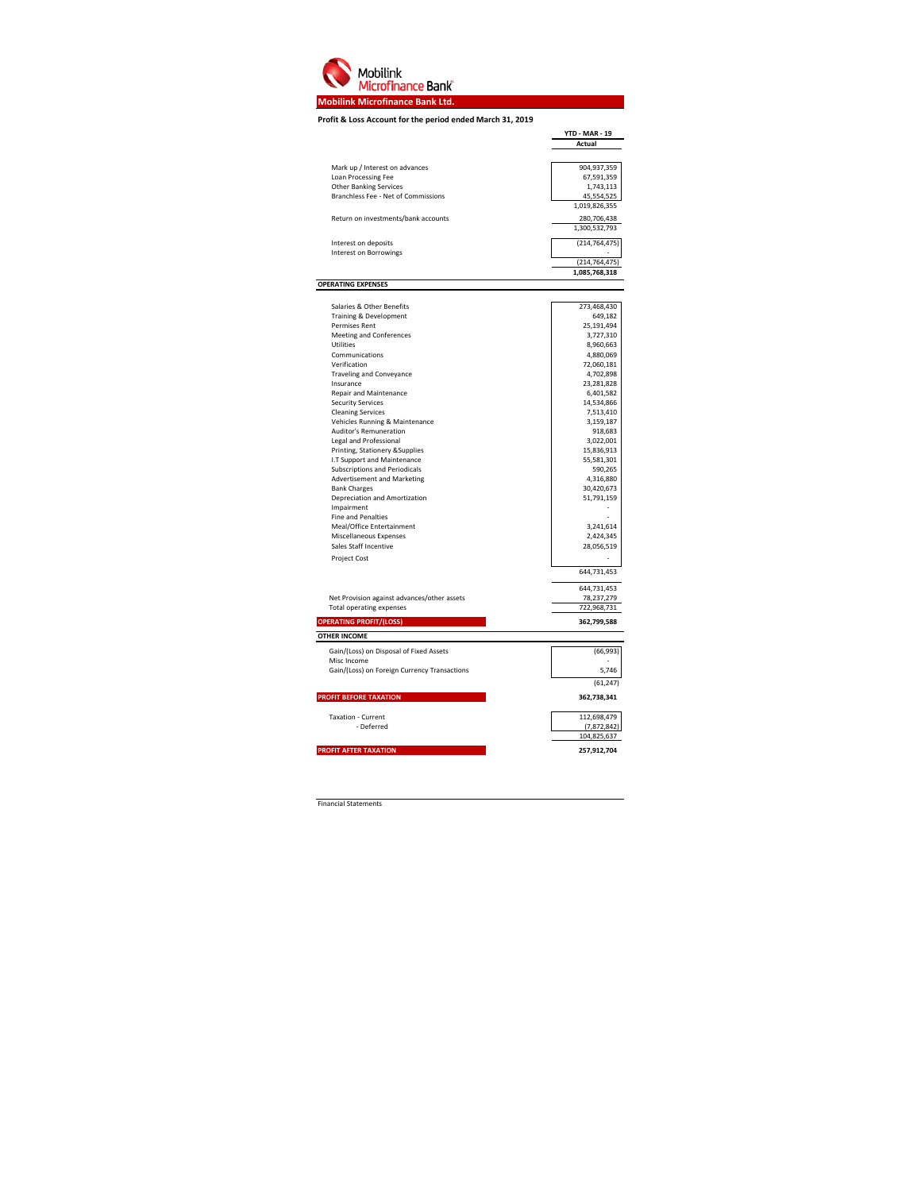Mobilink Microfinance Bank

**Mobilink Microfinance Bank Ltd.**

**Profit & Loss Account for the period ended March 31, 2019**

| | YTD - MAR - 19 |
|---|---|
| | **Actual** |
| Mark up / Interest on advances | 904,937,359 |
| Loan Processing Fee | 67,591,359 |
| Other Banking Services | 1,743,113 |
| Branchless Fee - Net of Commissions | 45,554,525 |
| | 1,019,826,355 |
| Return on investments/bank accounts | 280,706,438 |
| | 1,300,532,793 |
| Interest on deposits | (214,764,475) |
| Interest on Borrowings | - |
| | (214,764,475) |
| | **1,085,768,318** |
| **OPERATING EXPENSES** | |
| Salaries & Other Benefits | 273,468,430 |
| Training & Development | 649,182 |
| Permises Rent | 25,191,494 |
| Meeting and Conferences | 3,727,310 |
| Utilities | 8,960,663 |
| Communications | 4,880,069 |
| Verification | 72,060,181 |
| Traveling and Conveyance | 4,702,898 |
| Insurance | 23,281,828 |
| Repair and Maintenance | 6,401,582 |
| Security Services | 14,534,866 |
| Cleaning Services | 7,513,410 |
| Vehicles Running & Maintenance | 3,159,187 |
| Auditor's Remuneration | 918,683 |
| Legal and Professional | 3,022,001 |
| Printing, Stationery &Supplies | 15,836,913 |
| I.T Support and Maintenance | 55,581,301 |
| Subscriptions and Periodicals | 590,265 |
| Advertisement and Marketing | 4,316,880 |
| Bank Charges | 30,420,673 |
| Depreciation and Amortization | 51,791,159 |
| Impairment | - |
| Fine and Penalties | - |
| Meal/Office Entertainment | 3,241,614 |
| Miscellaneous Expenses | 2,424,345 |
| Sales Staff Incentive | 28,056,519 |
| Project Cost | - |
| | 644,731,453 |
| | 644,731,453 |
| Net Provision against advances/other assets | 78,237,279 |
| Total operating expenses | 722,968,731 |
| **OPERATING PROFIT/(LOSS)** | **362,799,588** |
| **OTHER INCOME** | |
| Gain/(Loss) on Disposal of Fixed Assets | (66,993) |
| Misc Income | - |
| Gain/(Loss) on Foreign Currency Transactions | 5,746 |
| | (61,247) |
| **PROFIT BEFORE TAXATION** | **362,738,341** |
| Taxation - Current | 112,698,479 |
| - Deferred | (7,872,842) |
| | 104,825,637 |
| **PROFIT AFTER TAXATION** | **257,912,704** |

Financial Statements